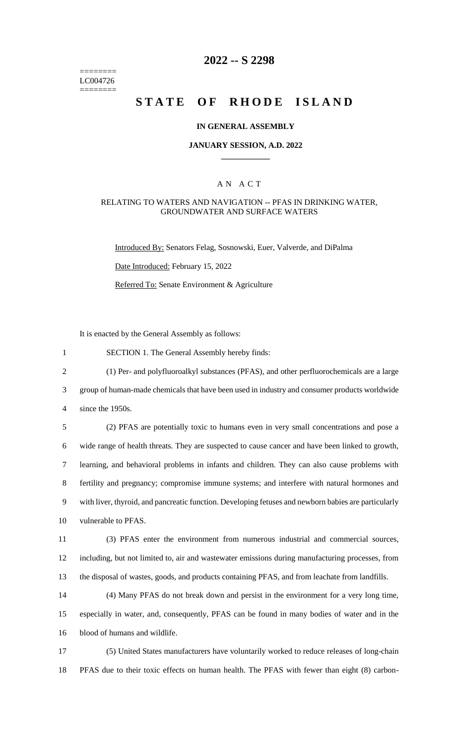# 2022 -- S 2298

========
LC004726
========

# STATE OF RHODE ISLAND

## IN GENERAL ASSEMBLY

### JANUARY SESSION, A.D. 2022

---

## A N A C T

### RELATING TO WATERS AND NAVIGATION -- PFAS IN DRINKING WATER, GROUNDWATER AND SURFACE WATERS

Introduced By: Senators Felag, Sosnowski, Euer, Valverde, and DiPalma

Date Introduced: February 15, 2022

Referred To: Senate Environment & Agriculture

It is enacted by the General Assembly as follows:

SECTION 1. The General Assembly hereby finds:

(1) Per- and polyfluoroalkyl substances (PFAS), and other perfluorochemicals are a large group of human-made chemicals that have been used in industry and consumer products worldwide since the 1950s.

(2) PFAS are potentially toxic to humans even in very small concentrations and pose a wide range of health threats. They are suspected to cause cancer and have been linked to growth, learning, and behavioral problems in infants and children. They can also cause problems with fertility and pregnancy; compromise immune systems; and interfere with natural hormones and with liver, thyroid, and pancreatic function. Developing fetuses and newborn babies are particularly vulnerable to PFAS.

(3) PFAS enter the environment from numerous industrial and commercial sources, including, but not limited to, air and wastewater emissions during manufacturing processes, from the disposal of wastes, goods, and products containing PFAS, and from leachate from landfills.

(4) Many PFAS do not break down and persist in the environment for a very long time, especially in water, and, consequently, PFAS can be found in many bodies of water and in the blood of humans and wildlife.

(5) United States manufacturers have voluntarily worked to reduce releases of long-chain PFAS due to their toxic effects on human health. The PFAS with fewer than eight (8) carbon-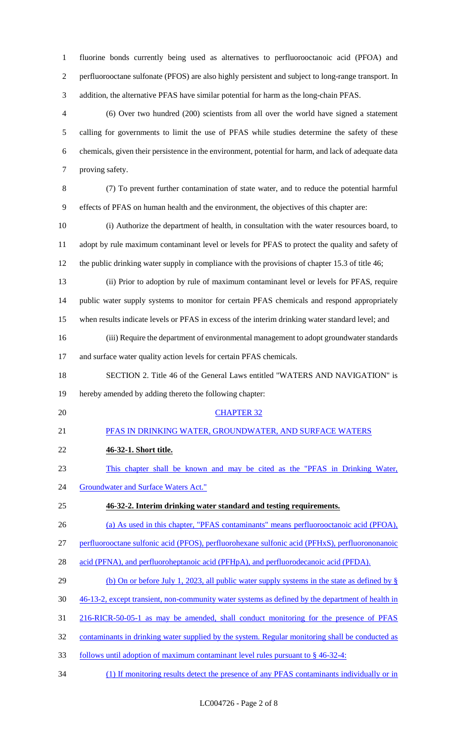fluorine bonds currently being used as alternatives to perfluorooctanoic acid (PFOA) and perfluorooctane sulfonate (PFOS) are also highly persistent and subject to long-range transport. In addition, the alternative PFAS have similar potential for harm as the long-chain PFAS.

(6) Over two hundred (200) scientists from all over the world have signed a statement calling for governments to limit the use of PFAS while studies determine the safety of these chemicals, given their persistence in the environment, potential for harm, and lack of adequate data proving safety.

(7) To prevent further contamination of state water, and to reduce the potential harmful effects of PFAS on human health and the environment, the objectives of this chapter are:

(i) Authorize the department of health, in consultation with the water resources board, to adopt by rule maximum contaminant level or levels for PFAS to protect the quality and safety of the public drinking water supply in compliance with the provisions of chapter 15.3 of title 46;

(ii) Prior to adoption by rule of maximum contaminant level or levels for PFAS, require public water supply systems to monitor for certain PFAS chemicals and respond appropriately when results indicate levels or PFAS in excess of the interim drinking water standard level; and

(iii) Require the department of environmental management to adopt groundwater standards and surface water quality action levels for certain PFAS chemicals.

SECTION 2. Title 46 of the General Laws entitled "WATERS AND NAVIGATION" is hereby amended by adding thereto the following chapter:

CHAPTER 32

PFAS IN DRINKING WATER, GROUNDWATER, AND SURFACE WATERS

**46-32-1. Short title.**

This chapter shall be known and may be cited as the "PFAS in Drinking Water, Groundwater and Surface Waters Act."

**46-32-2. Interim drinking water standard and testing requirements.**

(a) As used in this chapter, "PFAS contaminants" means perfluorooctanoic acid (PFOA), perfluorooctane sulfonic acid (PFOS), perfluorohexane sulfonic acid (PFHxS), perfluorononanoic acid (PFNA), and perfluoroheptanoic acid (PFHpA), and perfluorodecanoic acid (PFDA).

(b) On or before July 1, 2023, all public water supply systems in the state as defined by § 46-13-2, except transient, non-community water systems as defined by the department of health in 216-RICR-50-05-1 as may be amended, shall conduct monitoring for the presence of PFAS contaminants in drinking water supplied by the system. Regular monitoring shall be conducted as follows until adoption of maximum contaminant level rules pursuant to § 46-32-4:

(1) If monitoring results detect the presence of any PFAS contaminants individually or in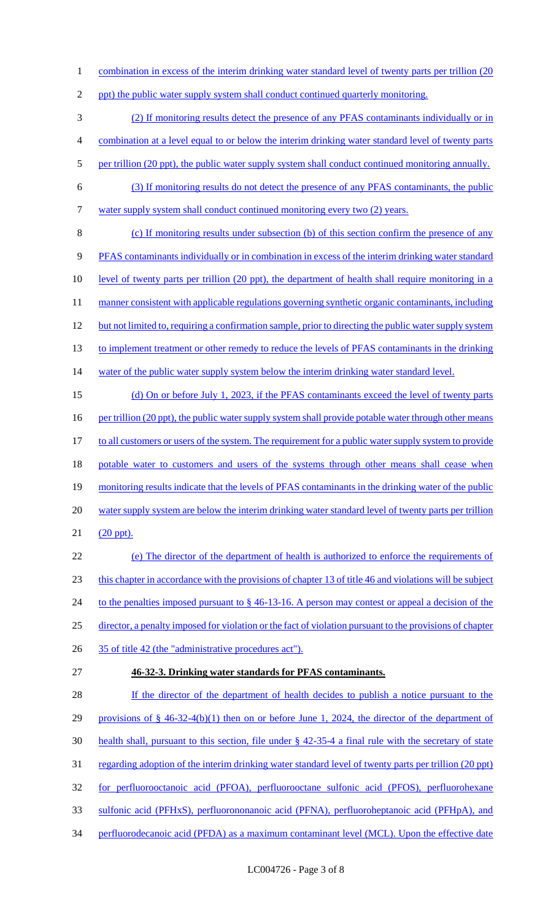combination in excess of the interim drinking water standard level of twenty parts per trillion (20 ppt) the public water supply system shall conduct continued quarterly monitoring.

(2) If monitoring results detect the presence of any PFAS contaminants individually or in combination at a level equal to or below the interim drinking water standard level of twenty parts per trillion (20 ppt), the public water supply system shall conduct continued monitoring annually.

(3) If monitoring results do not detect the presence of any PFAS contaminants, the public water supply system shall conduct continued monitoring every two (2) years.

(c) If monitoring results under subsection (b) of this section confirm the presence of any PFAS contaminants individually or in combination in excess of the interim drinking water standard level of twenty parts per trillion (20 ppt), the department of health shall require monitoring in a manner consistent with applicable regulations governing synthetic organic contaminants, including but not limited to, requiring a confirmation sample, prior to directing the public water supply system to implement treatment or other remedy to reduce the levels of PFAS contaminants in the drinking water of the public water supply system below the interim drinking water standard level.

(d) On or before July 1, 2023, if the PFAS contaminants exceed the level of twenty parts per trillion (20 ppt), the public water supply system shall provide potable water through other means to all customers or users of the system. The requirement for a public water supply system to provide potable water to customers and users of the systems through other means shall cease when monitoring results indicate that the levels of PFAS contaminants in the drinking water of the public water supply system are below the interim drinking water standard level of twenty parts per trillion (20 ppt).

(e) The director of the department of health is authorized to enforce the requirements of this chapter in accordance with the provisions of chapter 13 of title 46 and violations will be subject to the penalties imposed pursuant to § 46-13-16. A person may contest or appeal a decision of the director, a penalty imposed for violation or the fact of violation pursuant to the provisions of chapter 35 of title 42 (the "administrative procedures act").

**46-32-3. Drinking water standards for PFAS contaminants.**

If the director of the department of health decides to publish a notice pursuant to the provisions of § 46-32-4(b)(1) then on or before June 1, 2024, the director of the department of health shall, pursuant to this section, file under § 42-35-4 a final rule with the secretary of state regarding adoption of the interim drinking water standard level of twenty parts per trillion (20 ppt) for perfluorooctanoic acid (PFOA), perfluorooctane sulfonic acid (PFOS), perfluorohexane sulfonic acid (PFHxS), perfluorononanoic acid (PFNA), perfluoroheptanoic acid (PFHpA), and perfluorodecanoic acid (PFDA) as a maximum contaminant level (MCL). Upon the effective date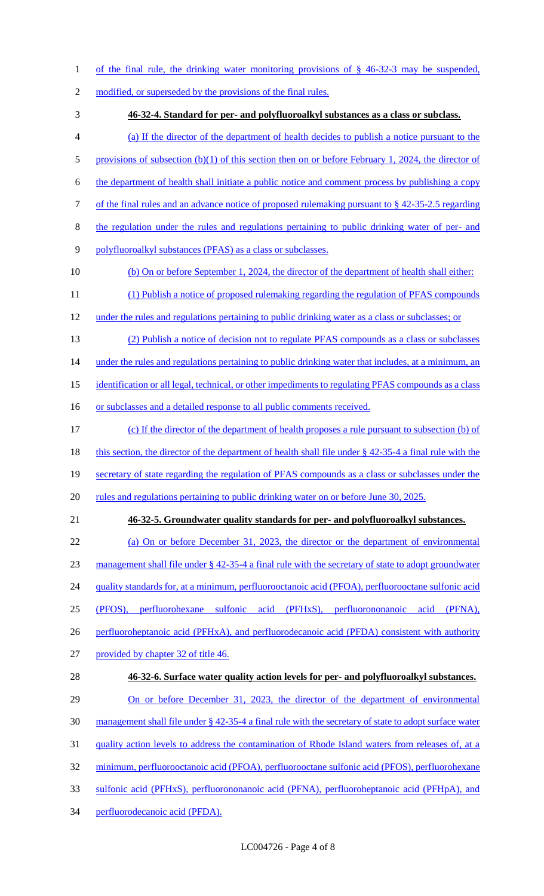of the final rule, the drinking water monitoring provisions of § 46-32-3 may be suspended, modified, or superseded by the provisions of the final rules.

**46-32-4. Standard for per- and polyfluoroalkyl substances as a class or subclass.**

(a) If the director of the department of health decides to publish a notice pursuant to the provisions of subsection (b)(1) of this section then on or before February 1, 2024, the director of the department of health shall initiate a public notice and comment process by publishing a copy of the final rules and an advance notice of proposed rulemaking pursuant to § 42-35-2.5 regarding the regulation under the rules and regulations pertaining to public drinking water of per- and polyfluoroalkyl substances (PFAS) as a class or subclasses.

(b) On or before September 1, 2024, the director of the department of health shall either:

(1) Publish a notice of proposed rulemaking regarding the regulation of PFAS compounds under the rules and regulations pertaining to public drinking water as a class or subclasses; or

(2) Publish a notice of decision not to regulate PFAS compounds as a class or subclasses under the rules and regulations pertaining to public drinking water that includes, at a minimum, an identification or all legal, technical, or other impediments to regulating PFAS compounds as a class or subclasses and a detailed response to all public comments received.

(c) If the director of the department of health proposes a rule pursuant to subsection (b) of this section, the director of the department of health shall file under § 42-35-4 a final rule with the secretary of state regarding the regulation of PFAS compounds as a class or subclasses under the rules and regulations pertaining to public drinking water on or before June 30, 2025.

**46-32-5. Groundwater quality standards for per- and polyfluoroalkyl substances.**

(a) On or before December 31, 2023, the director or the department of environmental management shall file under § 42-35-4 a final rule with the secretary of state to adopt groundwater quality standards for, at a minimum, perfluorooctanoic acid (PFOA), perfluorooctane sulfonic acid (PFOS), perfluorohexane sulfonic acid (PFHxS), perfluorononanoic acid (PFNA), perfluoroheptanoic acid (PFHxA), and perfluorodecanoic acid (PFDA) consistent with authority provided by chapter 32 of title 46.

**46-32-6. Surface water quality action levels for per- and polyfluoroalkyl substances.**

On or before December 31, 2023, the director of the department of environmental management shall file under § 42-35-4 a final rule with the secretary of state to adopt surface water quality action levels to address the contamination of Rhode Island waters from releases of, at a minimum, perfluorooctanoic acid (PFOA), perfluorooctane sulfonic acid (PFOS), perfluorohexane sulfonic acid (PFHxS), perfluorononanoic acid (PFNA), perfluoroheptanoic acid (PFHpA), and perfluorodecanoic acid (PFDA).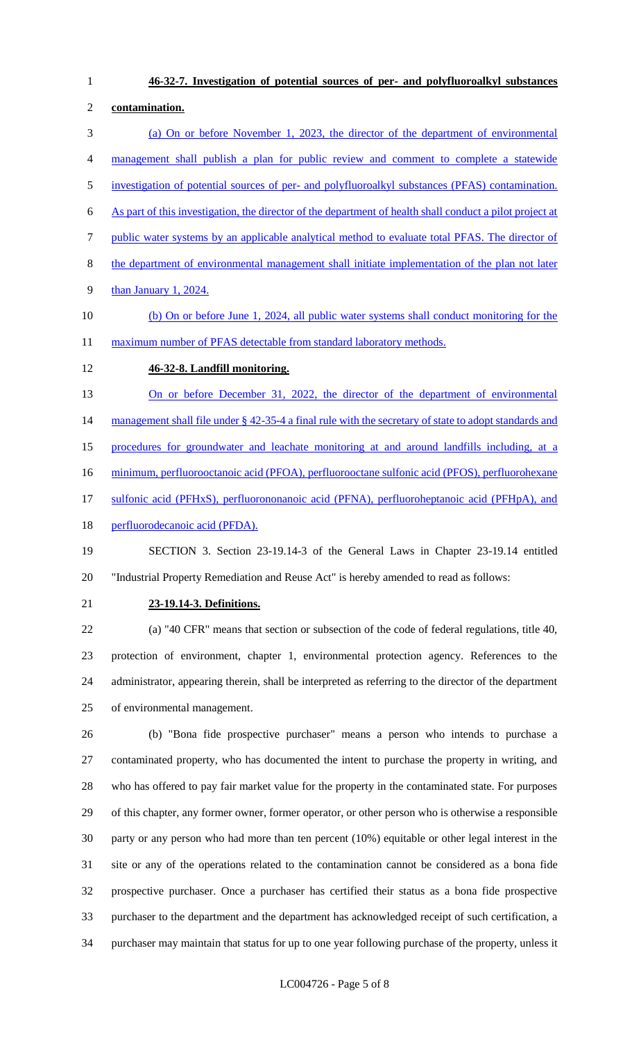**46-32-7. Investigation of potential sources of per- and polyfluoroalkyl substances contamination.**

(a) On or before November 1, 2023, the director of the department of environmental management shall publish a plan for public review and comment to complete a statewide investigation of potential sources of per- and polyfluoroalkyl substances (PFAS) contamination. As part of this investigation, the director of the department of health shall conduct a pilot project at public water systems by an applicable analytical method to evaluate total PFAS. The director of the department of environmental management shall initiate implementation of the plan not later than January 1, 2024.

(b) On or before June 1, 2024, all public water systems shall conduct monitoring for the maximum number of PFAS detectable from standard laboratory methods.

**46-32-8. Landfill monitoring.**

On or before December 31, 2022, the director of the department of environmental management shall file under § 42-35-4 a final rule with the secretary of state to adopt standards and procedures for groundwater and leachate monitoring at and around landfills including, at a minimum, perfluorooctanoic acid (PFOA), perfluorooctane sulfonic acid (PFOS), perfluorohexane sulfonic acid (PFHxS), perfluorononanoic acid (PFNA), perfluoroheptanoic acid (PFHpA), and perfluorodecanoic acid (PFDA).

SECTION 3. Section 23-19.14-3 of the General Laws in Chapter 23-19.14 entitled "Industrial Property Remediation and Reuse Act" is hereby amended to read as follows:

**23-19.14-3. Definitions.**

(a) "40 CFR" means that section or subsection of the code of federal regulations, title 40, protection of environment, chapter 1, environmental protection agency. References to the administrator, appearing therein, shall be interpreted as referring to the director of the department of environmental management.

(b) "Bona fide prospective purchaser" means a person who intends to purchase a contaminated property, who has documented the intent to purchase the property in writing, and who has offered to pay fair market value for the property in the contaminated state. For purposes of this chapter, any former owner, former operator, or other person who is otherwise a responsible party or any person who had more than ten percent (10%) equitable or other legal interest in the site or any of the operations related to the contamination cannot be considered as a bona fide prospective purchaser. Once a purchaser has certified their status as a bona fide prospective purchaser to the department and the department has acknowledged receipt of such certification, a purchaser may maintain that status for up to one year following purchase of the property, unless it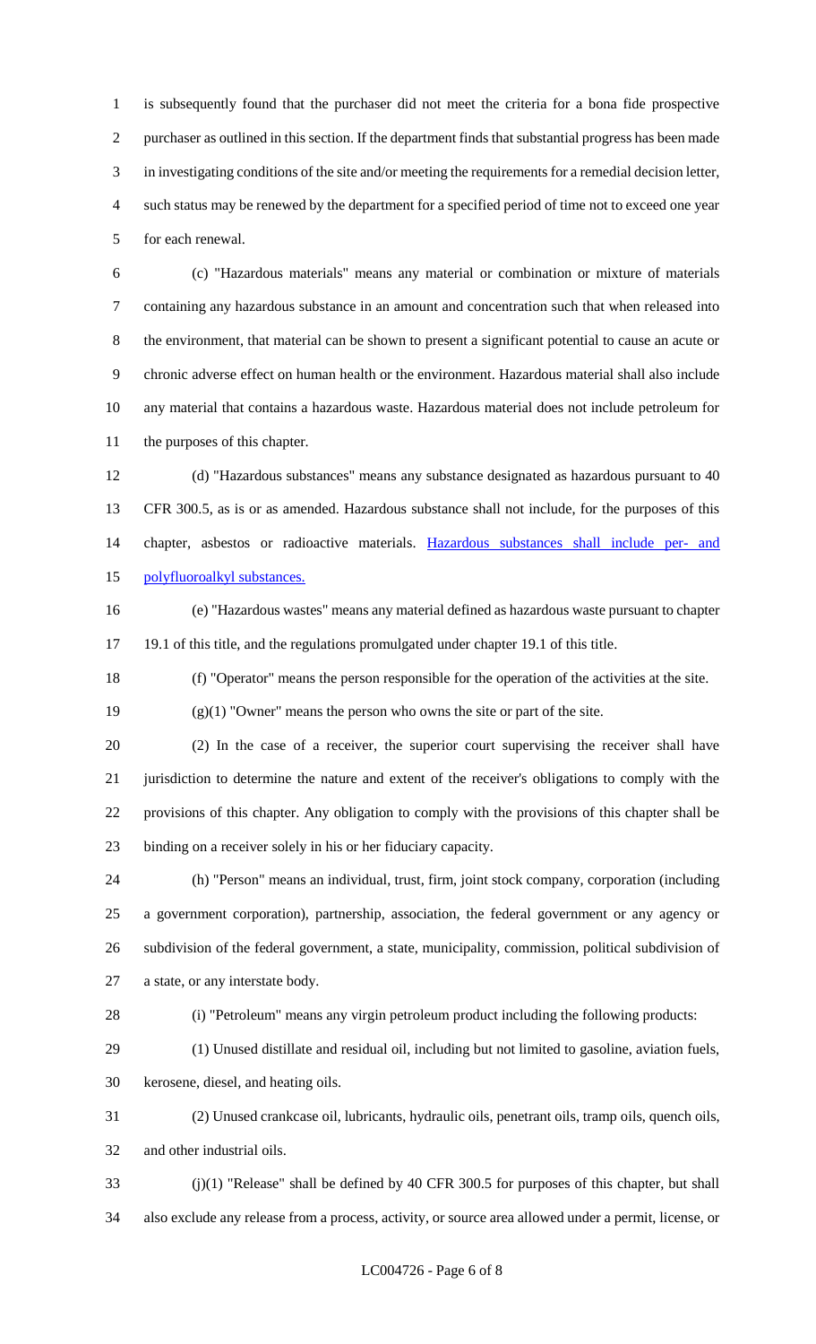is subsequently found that the purchaser did not meet the criteria for a bona fide prospective purchaser as outlined in this section. If the department finds that substantial progress has been made in investigating conditions of the site and/or meeting the requirements for a remedial decision letter, such status may be renewed by the department for a specified period of time not to exceed one year for each renewal.

(c) "Hazardous materials" means any material or combination or mixture of materials containing any hazardous substance in an amount and concentration such that when released into the environment, that material can be shown to present a significant potential to cause an acute or chronic adverse effect on human health or the environment. Hazardous material shall also include any material that contains a hazardous waste. Hazardous material does not include petroleum for the purposes of this chapter.

(d) "Hazardous substances" means any substance designated as hazardous pursuant to 40 CFR 300.5, as is or as amended. Hazardous substance shall not include, for the purposes of this chapter, asbestos or radioactive materials. Hazardous substances shall include per- and polyfluoroalkyl substances.

(e) "Hazardous wastes" means any material defined as hazardous waste pursuant to chapter 19.1 of this title, and the regulations promulgated under chapter 19.1 of this title.

(f) "Operator" means the person responsible for the operation of the activities at the site.

(g)(1) "Owner" means the person who owns the site or part of the site.

(2) In the case of a receiver, the superior court supervising the receiver shall have jurisdiction to determine the nature and extent of the receiver's obligations to comply with the provisions of this chapter. Any obligation to comply with the provisions of this chapter shall be binding on a receiver solely in his or her fiduciary capacity.

(h) "Person" means an individual, trust, firm, joint stock company, corporation (including a government corporation), partnership, association, the federal government or any agency or subdivision of the federal government, a state, municipality, commission, political subdivision of a state, or any interstate body.

(i) "Petroleum" means any virgin petroleum product including the following products:

(1) Unused distillate and residual oil, including but not limited to gasoline, aviation fuels, kerosene, diesel, and heating oils.

(2) Unused crankcase oil, lubricants, hydraulic oils, penetrant oils, tramp oils, quench oils, and other industrial oils.

(j)(1) "Release" shall be defined by 40 CFR 300.5 for purposes of this chapter, but shall also exclude any release from a process, activity, or source area allowed under a permit, license, or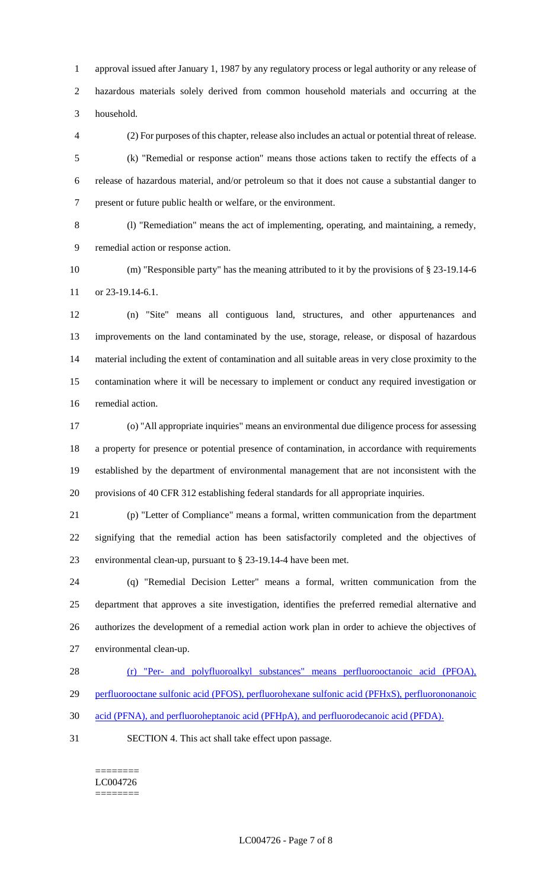approval issued after January 1, 1987 by any regulatory process or legal authority or any release of hazardous materials solely derived from common household materials and occurring at the household.

(2) For purposes of this chapter, release also includes an actual or potential threat of release.

(k) "Remedial or response action" means those actions taken to rectify the effects of a release of hazardous material, and/or petroleum so that it does not cause a substantial danger to present or future public health or welfare, or the environment.

(l) "Remediation" means the act of implementing, operating, and maintaining, a remedy, remedial action or response action.

(m) "Responsible party" has the meaning attributed to it by the provisions of § 23-19.14-6 or 23-19.14-6.1.

(n) "Site" means all contiguous land, structures, and other appurtenances and improvements on the land contaminated by the use, storage, release, or disposal of hazardous material including the extent of contamination and all suitable areas in very close proximity to the contamination where it will be necessary to implement or conduct any required investigation or remedial action.

(o) "All appropriate inquiries" means an environmental due diligence process for assessing a property for presence or potential presence of contamination, in accordance with requirements established by the department of environmental management that are not inconsistent with the provisions of 40 CFR 312 establishing federal standards for all appropriate inquiries.

(p) "Letter of Compliance" means a formal, written communication from the department signifying that the remedial action has been satisfactorily completed and the objectives of environmental clean-up, pursuant to § 23-19.14-4 have been met.

(q) "Remedial Decision Letter" means a formal, written communication from the department that approves a site investigation, identifies the preferred remedial alternative and authorizes the development of a remedial action work plan in order to achieve the objectives of environmental clean-up.

(r) "Per- and polyfluoroalkyl substances" means perfluorooctanoic acid (PFOA), perfluorooctane sulfonic acid (PFOS), perfluorohexane sulfonic acid (PFHxS), perfluorononanoic acid (PFNA), and perfluoroheptanoic acid (PFHpA), and perfluorodecanoic acid (PFDA).

SECTION 4. This act shall take effect upon passage.

========
LC004726
========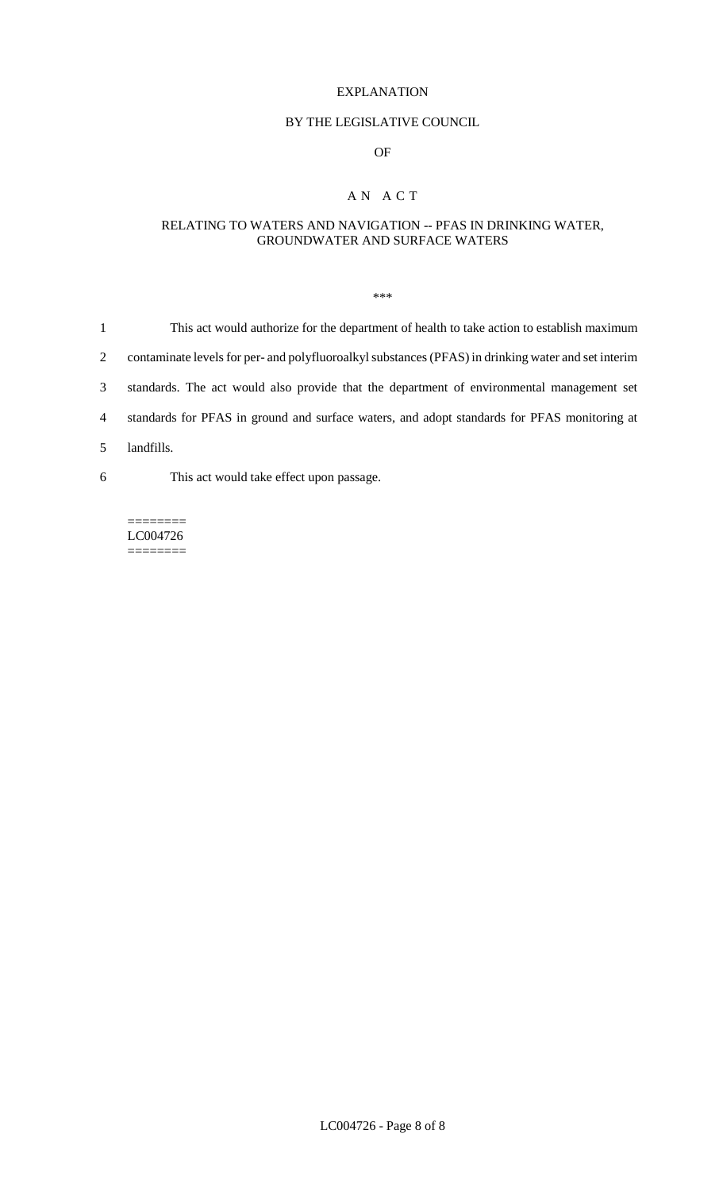EXPLANATION

BY THE LEGISLATIVE COUNCIL

OF

A N A C T

RELATING TO WATERS AND NAVIGATION -- PFAS IN DRINKING WATER, GROUNDWATER AND SURFACE WATERS

\*\*\*

This act would authorize for the department of health to take action to establish maximum contaminate levels for per- and polyfluoroalkyl substances (PFAS) in drinking water and set interim standards. The act would also provide that the department of environmental management set standards for PFAS in ground and surface waters, and adopt standards for PFAS monitoring at landfills.

This act would take effect upon passage.

========
LC004726
========